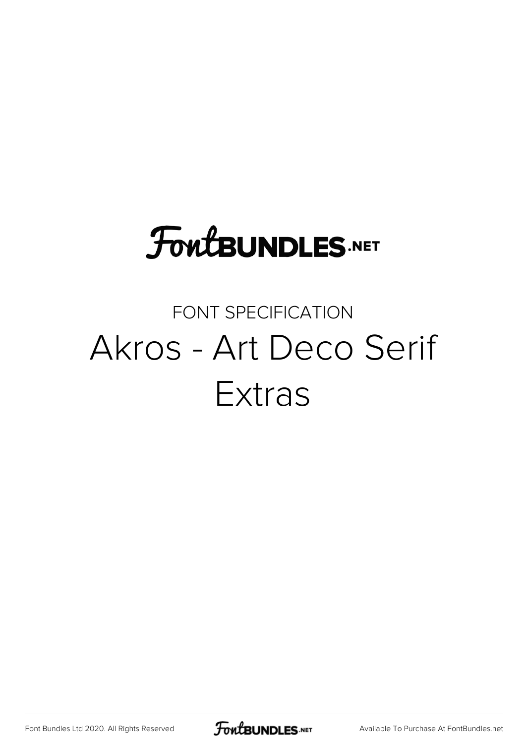FontBUNDLES.NET

FONT SPECIFICATION

# Akros - Art Deco Serif Extras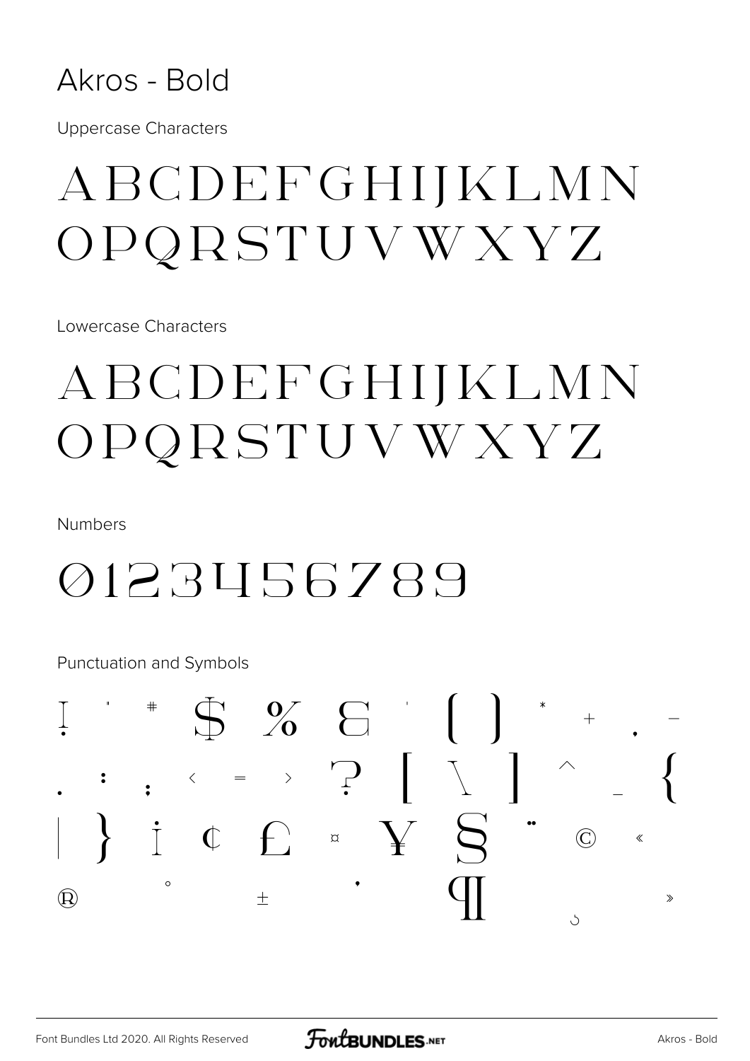# Akros - Bold

Uppercase Characters

ABCDEFGHIJKLMN
OPQRSTUVWXYZ

Lowercase Characters

ABCDEFGHIJKLMN
OPQRSTUVWXYZ

Numbers

0123456789

Punctuation and Symbols

! " # $ % & ' ( ) * + , -
. : ; < = > ? [ \ ] ^ _ {
| } ¡ ¢ £ ¤ ¥ § ¨ © «
® ° ± ´ ¶ ¸ »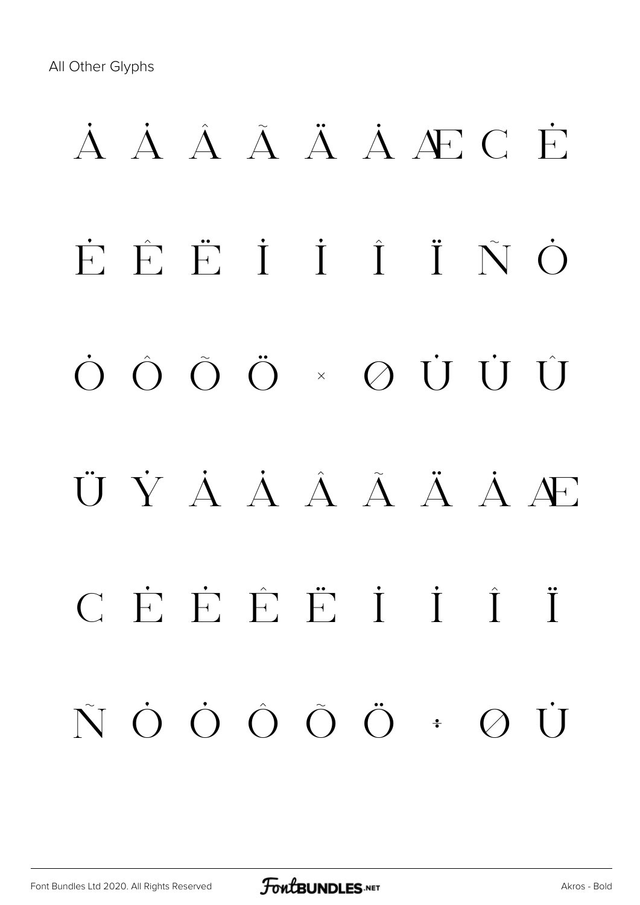All Other Glyphs

À Á Â Ã Ä Å Æ Ç È

É Ê Ë Ì Í Î Ï Ñ Ò

Ó Ô Õ Ö × Ø Ù Ú Û

Ü Ý à á â ã ä å æ

ç è é ê ë ì í î ï

ñ ò ó ô õ ö ÷ ø ù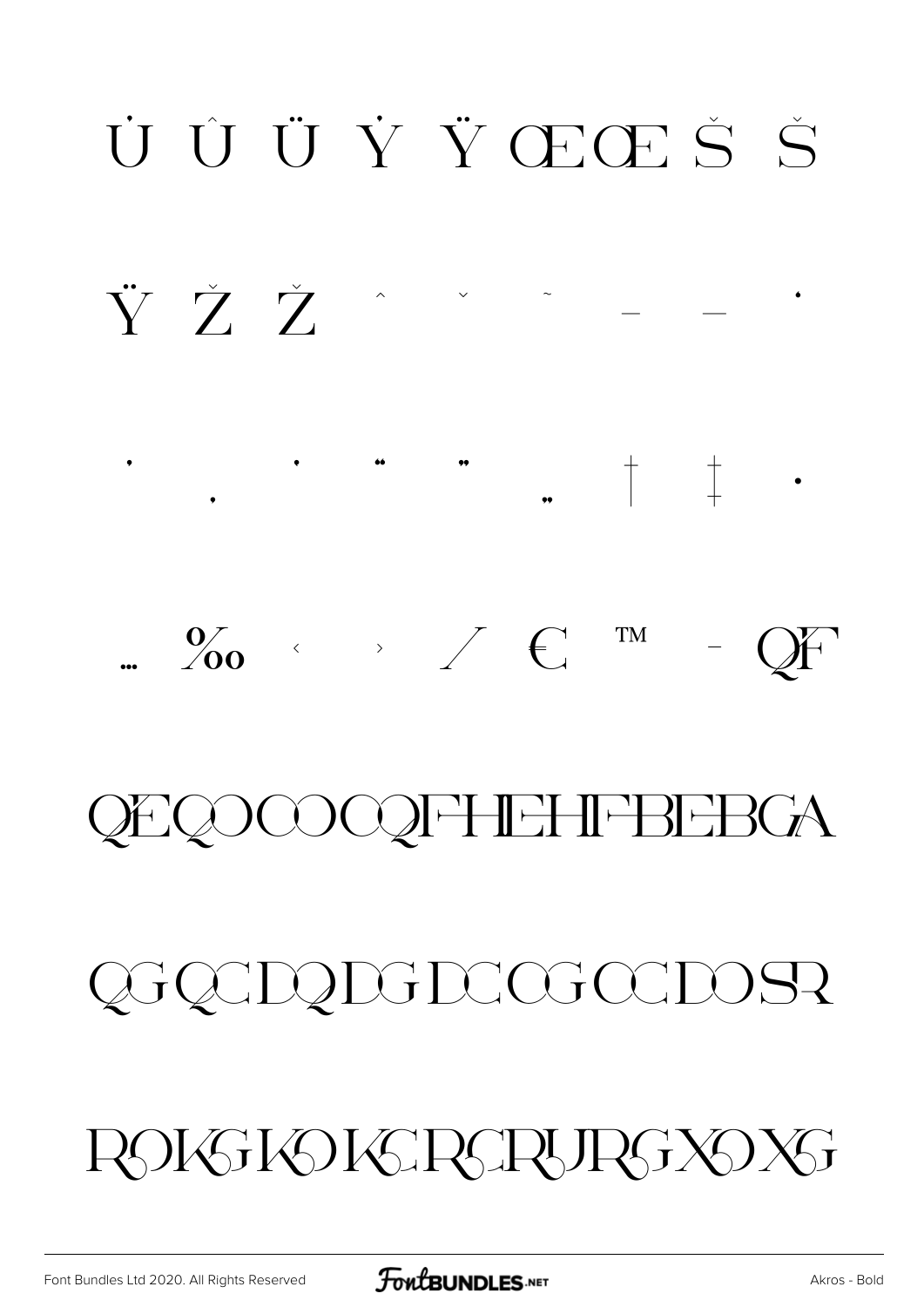Ů Û Ü Ẏ Ÿ Œ œ Š š

Ÿ Ž ž ˆ ˇ ˜ – — ‘

’ ‚ “ ” „ † ‡ •

… ‰ ‹ › ⁄ € ™ − QF

QEQOCOCQFHEHFBEBCA

QGQCDQDGDCOGOCDOSR

ROKGKOKCRCRURGXOXG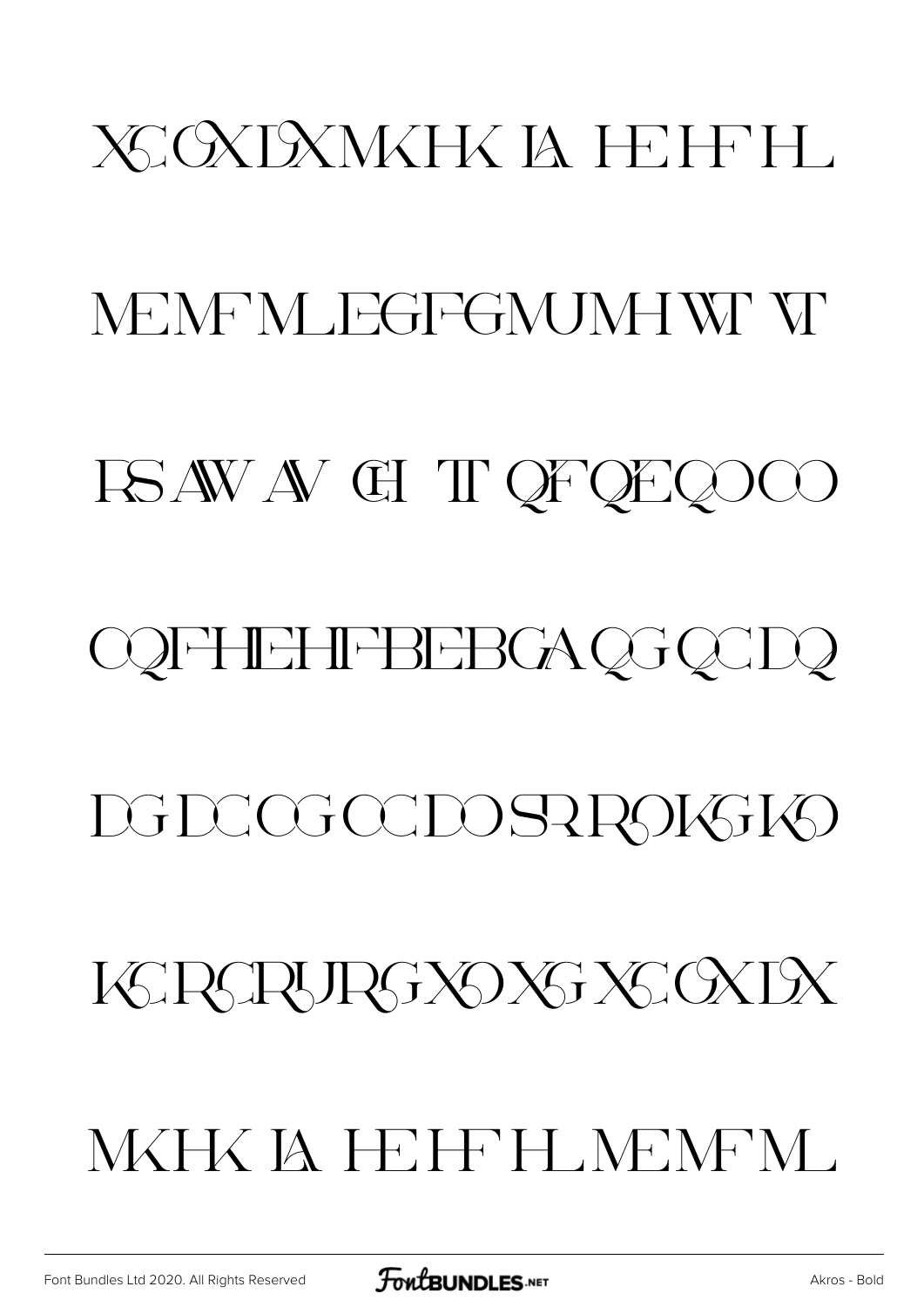XG GX DX MK HK LA HE HF HL

ME MF ML EG FG MU MH WT VT

RS AW AV CH TT QF QE QO CO

CQ FH EH FB EB GA QG QC DQ

DG DC OG OC DO SR RO KG KO

KC RC RU RG XO XG XC GX DX

MK HK LA HE HF HL ME MF ML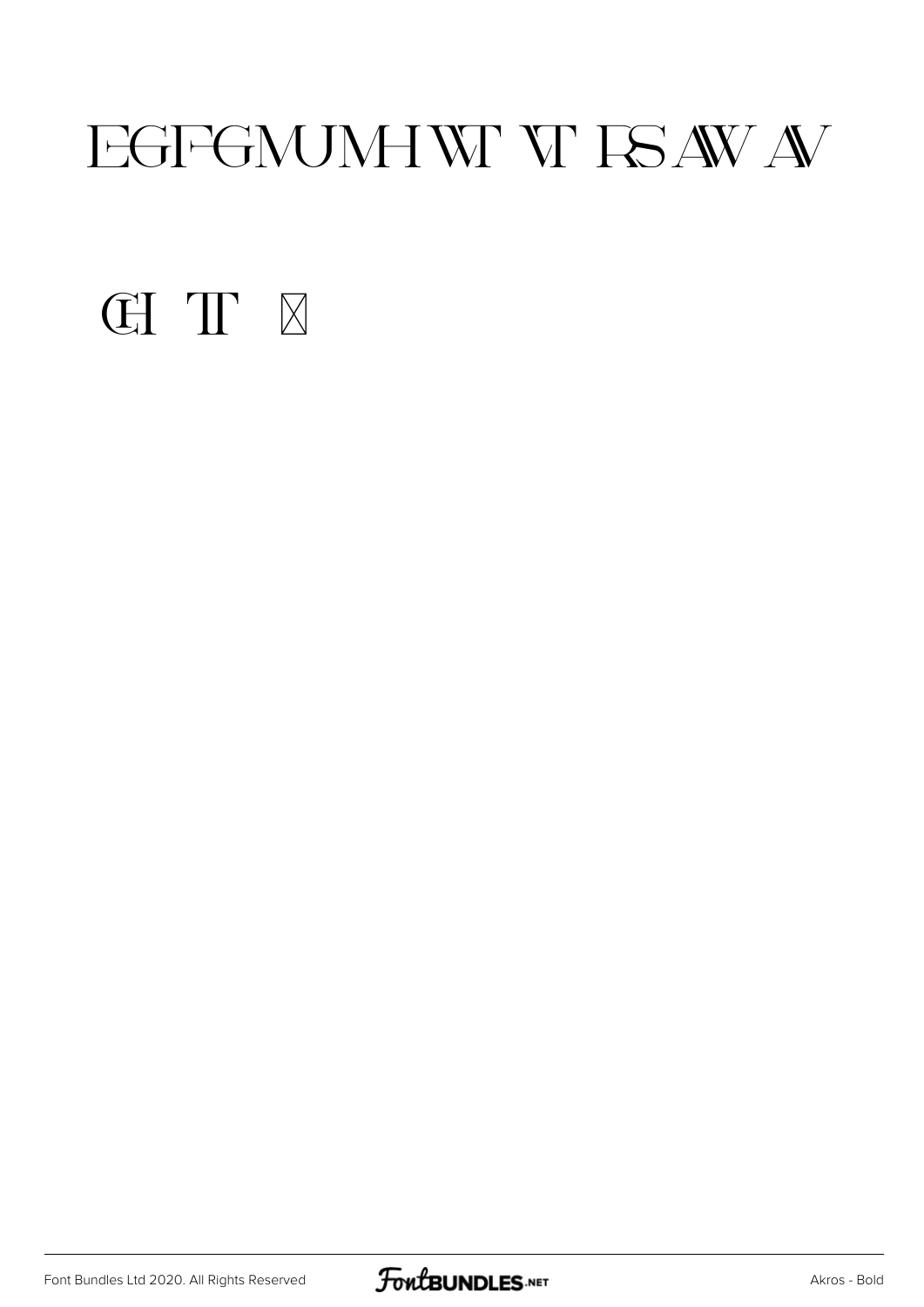EGFGMUMHWT VT RS AW AV

CH TT ⊠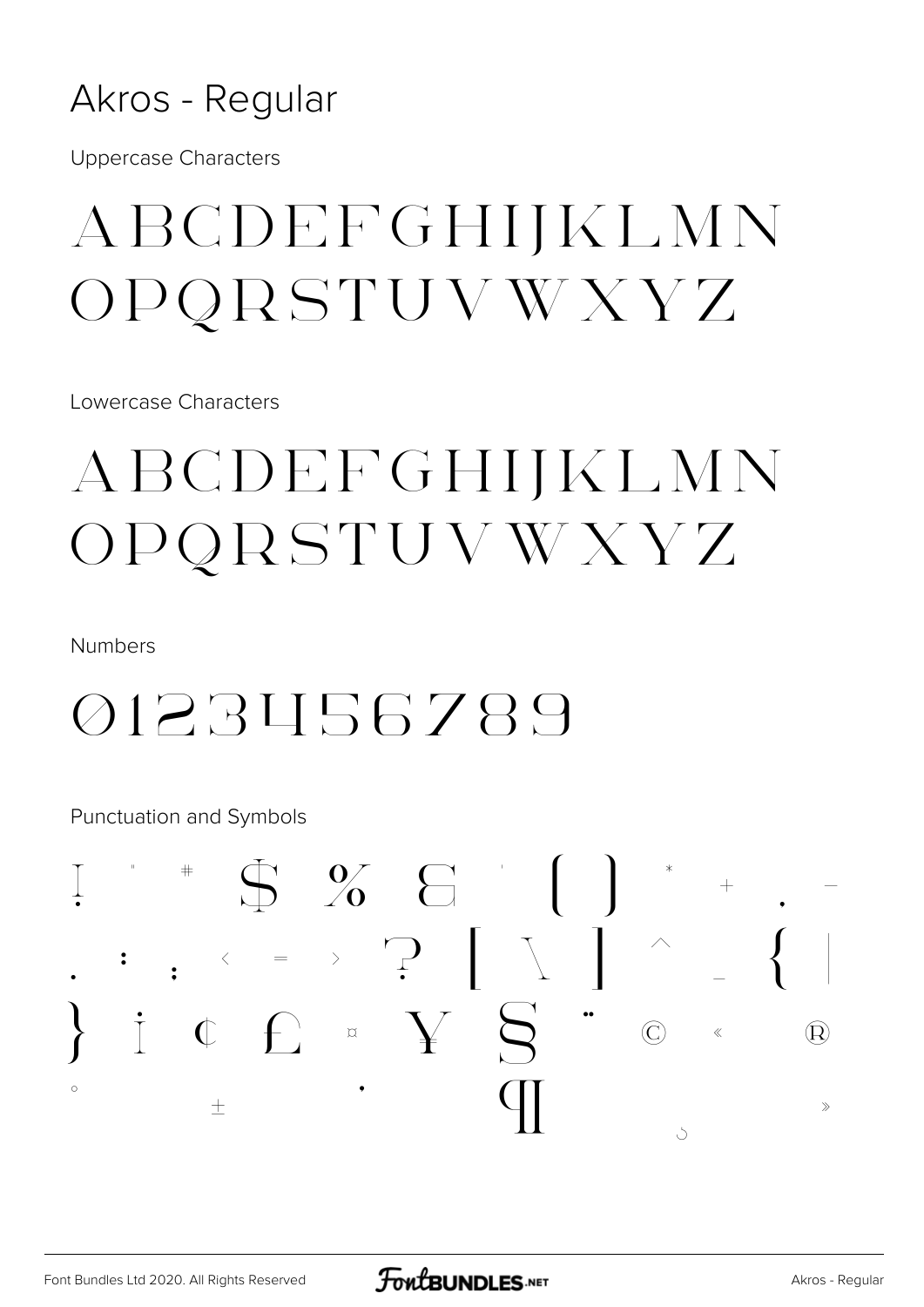# Akros - Regular

Uppercase Characters

ABCDEFGHIJKLMN
OPQRSTUVWXYZ

Lowercase Characters

ABCDEFGHIJKLMN
OPQRSTUVWXYZ

Numbers

0123456789

Punctuation and Symbols

! " # $ % & ' ( ) * + , -
. : ; < = > ? [ \ ] ^ _ { |
} ¡ ¢ £ ¤ ¥ § ¨ © « ®
° ± · ¶ ¸ »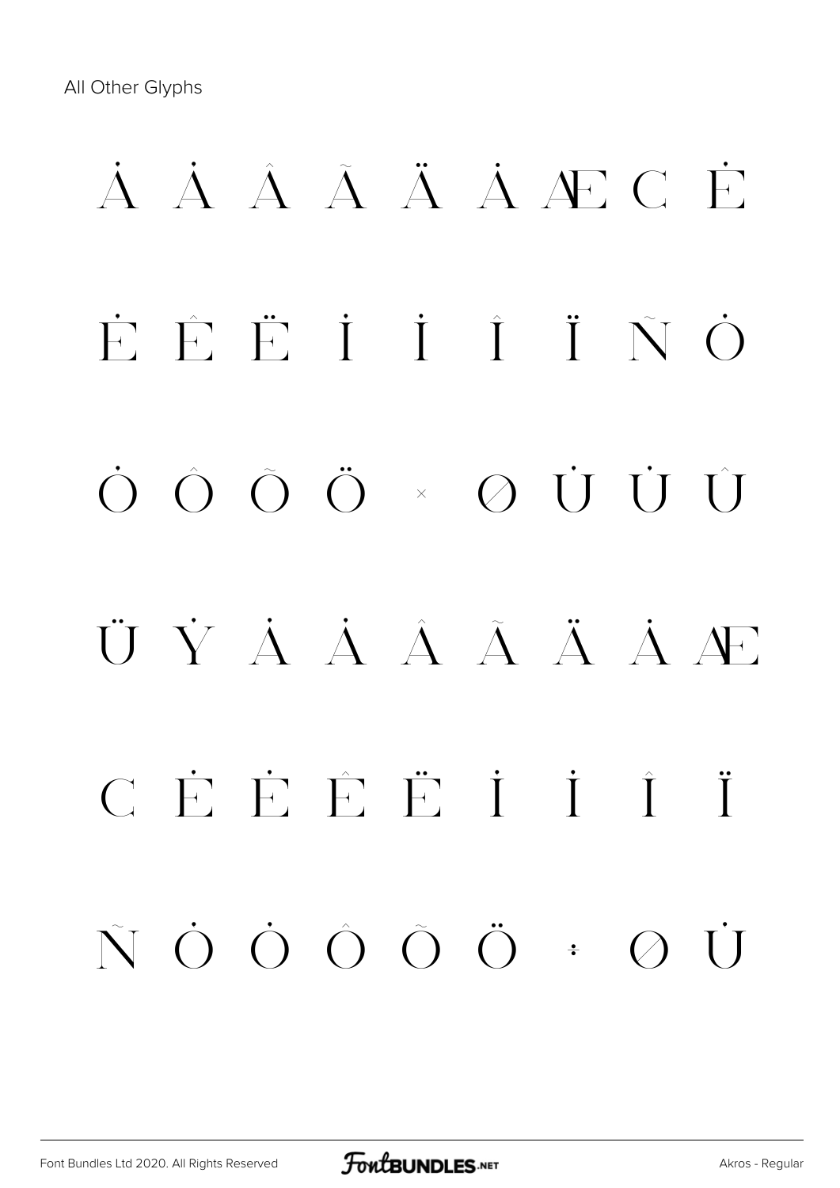All Other Glyphs

À Á Â Ã Ä Å Æ Ç È

É Ê Ë Ì Í Î Ï Ñ Ò

Ó Ô Õ Ö × Ø Ù Ú Û

Ü Ý à á â ã ä å æ

ç è é ê ë ì í î ï

ñ ò ó ô õ ö ÷ ø ù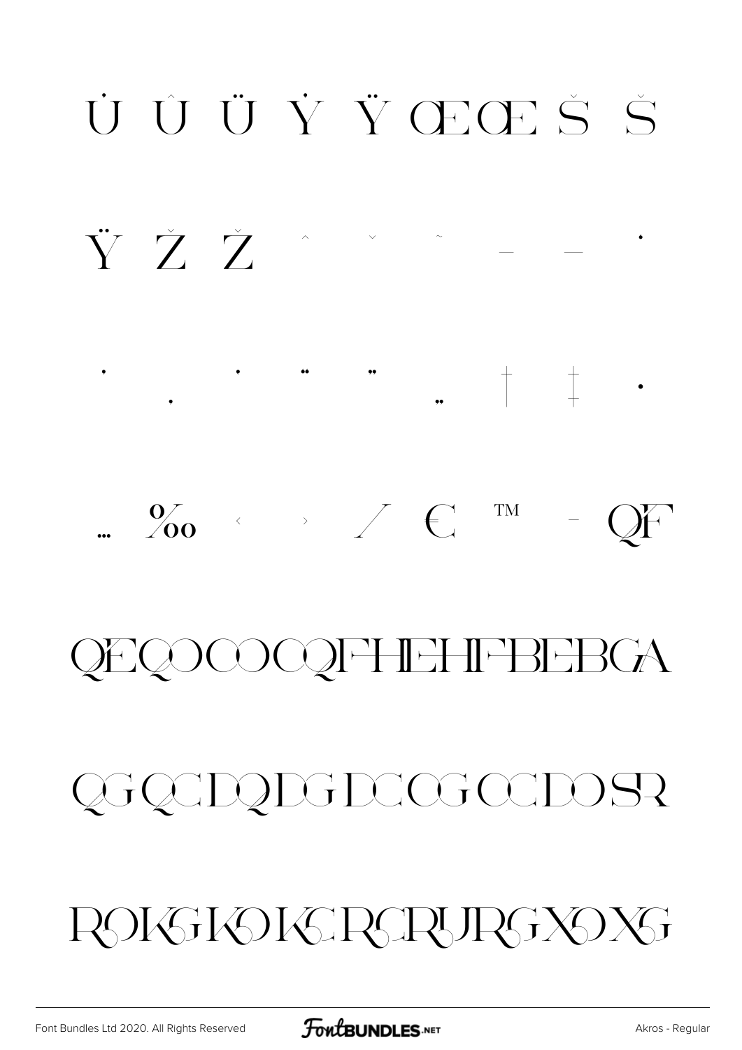Ů Û Ü Ý Ÿ Œ œ Š š

Ÿ Ž ž ˆ ˇ ˜ – — ‘

’ ‚ “ ” „ † ‡ •

… ‰ ‹ › ⁄ € ™ − QF

QEQOCOCQFHIEHIFBEBCA

QGQCDQDGDCOGOCDOSR

ROKGKOKCRCRURGXOXG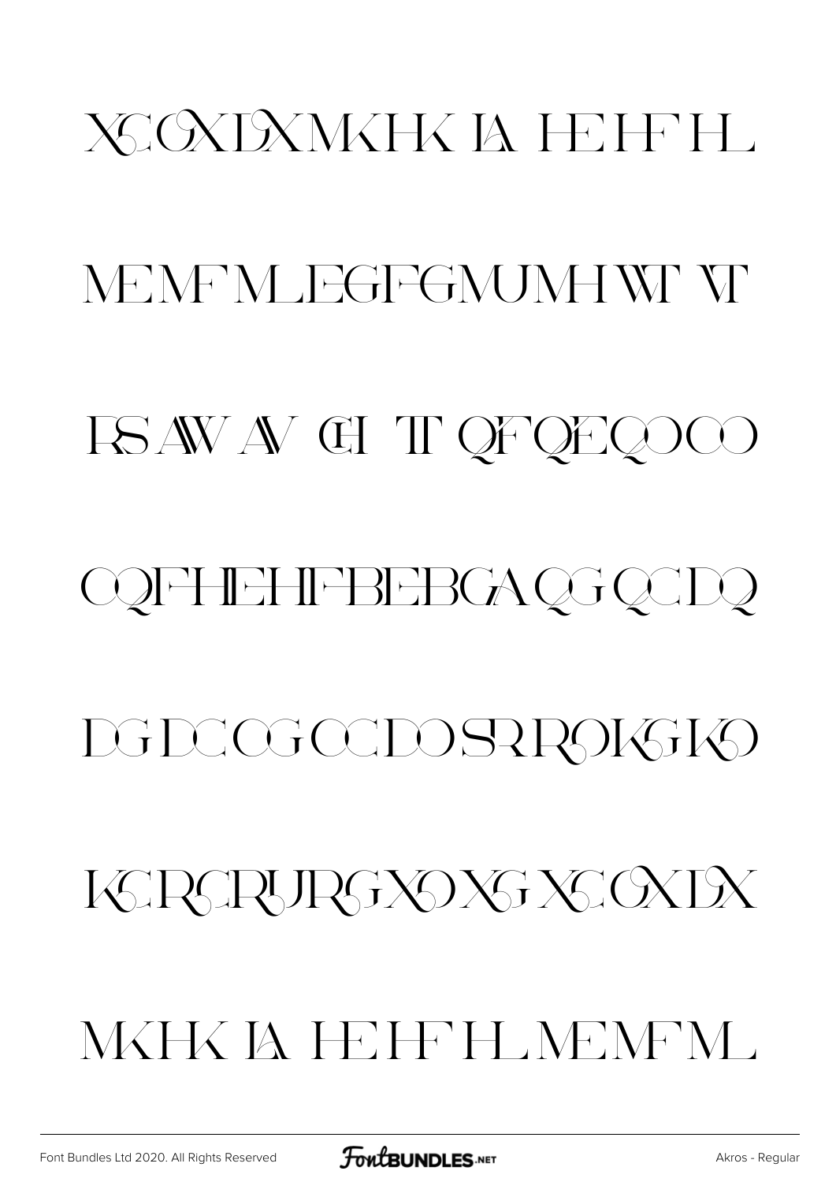XCOXDXMKHK IA HEHFHL

MEMFMLEGFGMUMHWT VT

RS AW AV CH TT QFQEQOCO

OQFHIEHIFBEBCAQGQCDQ

DGDCOGOCDOSRROKGKO

KCRCRURGXOXGXCOXDX

MKHK IA HEHFHLMEMFML

Font Bundles Ltd 2020. All Rights Reserved

Akros - Regular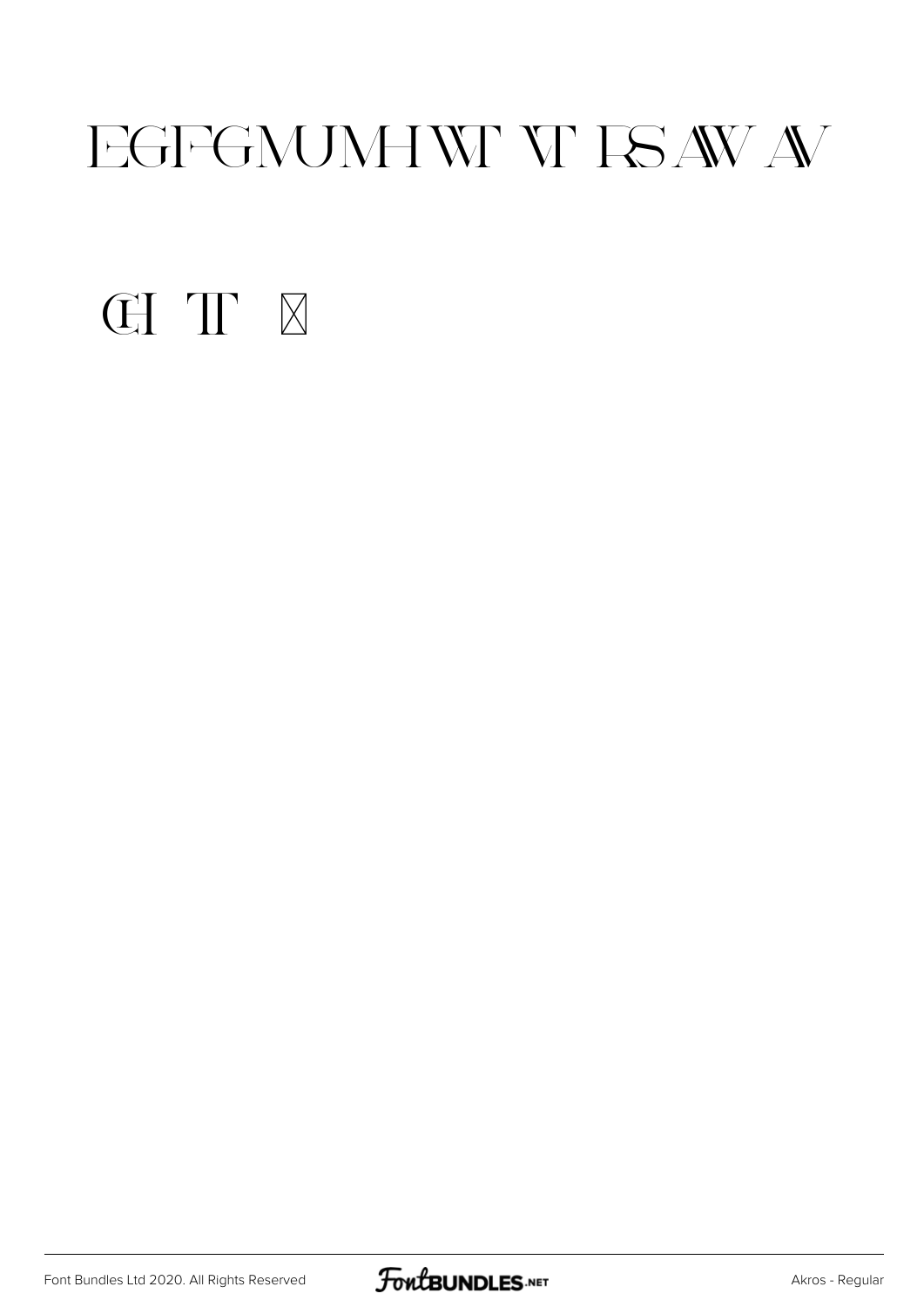EGFGMUMHWT VT RS AW AV

CH TT ⊠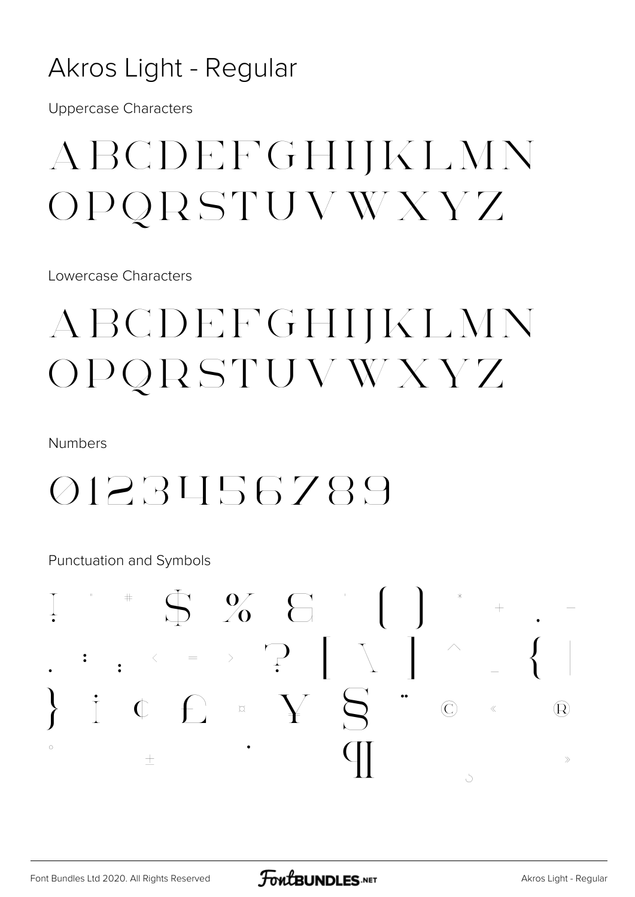# Akros Light - Regular

Uppercase Characters

ABCDEFGHIJKLMN
OPQRSTUVWXYZ

Lowercase Characters

ABCDEFGHIJKLMN
OPQRSTUVWXYZ

Numbers

0123456789

Punctuation and Symbols

! " # $ % & ' ( ) * + , -
. : ; < = > ? [ \ ] ^ _ { |
} ¡ ¢ £ ¤ ¥ § ¨ © « ®
° ± · ¶ ¸ »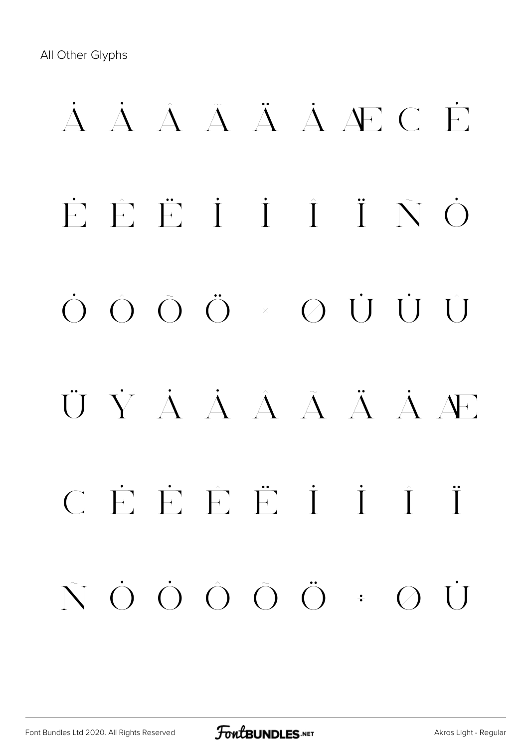All Other Glyphs

À Á Â Ã Ä Å Æ Ç È

É Ê Ë Ì Í Î Ï Ñ Ò

Ó Ô Õ Ö × Ø Ù Ú Û

Ü Ý à á â ã ä å æ

ç è é ê ë ì í î ï

ñ ò ó ô õ ö ÷ ø ù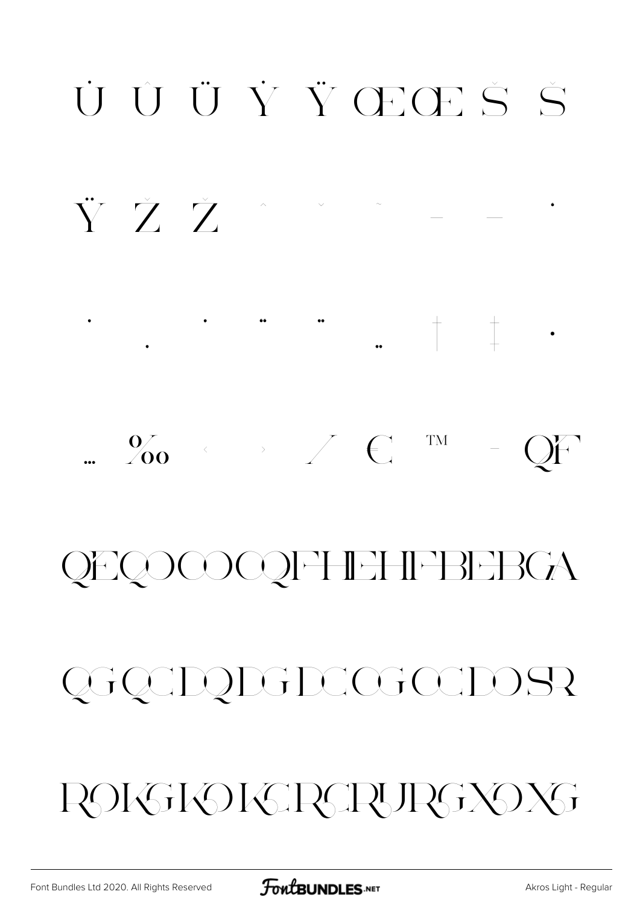Ù Û Ü Ý Ÿ Œ œ Š š

Ÿ Ž ž ˆ ˇ ˜ – — ‘

’ ‚ “ ” „ † ‡ •

… ‰ ‹ › ⁄ € ™ − QF

QEQOOOOQFHIEHIFBEBGA

QGQCDQDGDCOGOCDOSR

ROKGKOKCRCRURGXOXG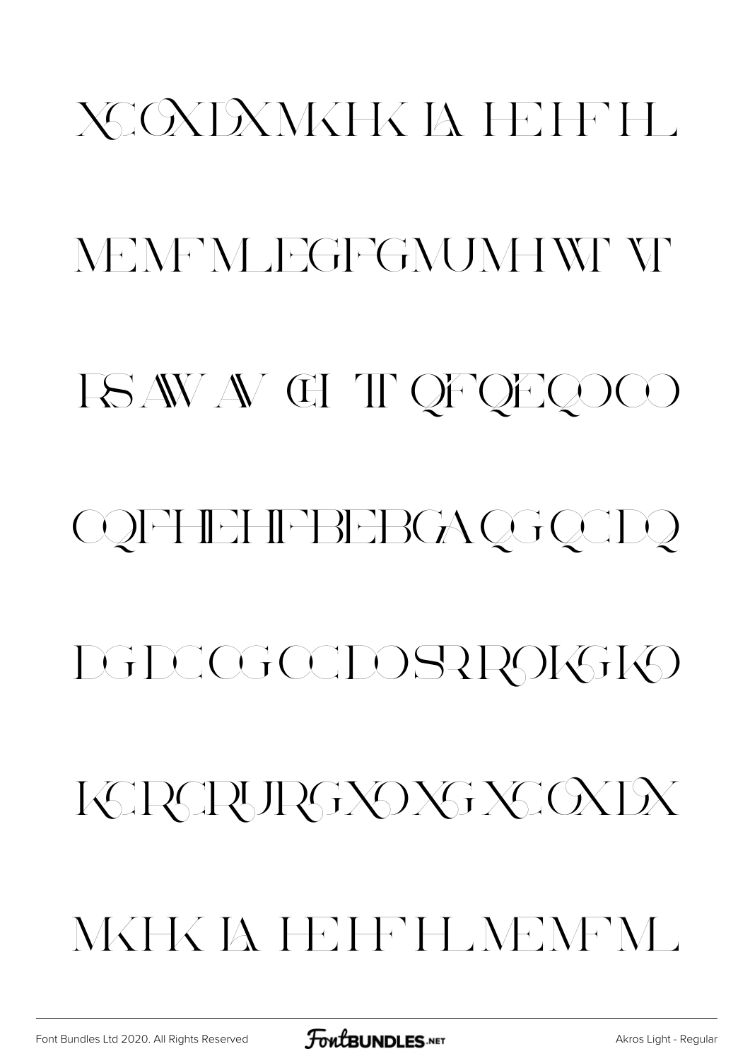XCGXDXMKHK IA HEHFHL

MEMFMLEGFGMUMHWT VT

RS AW AV CH TT QFQEQOCO

CQFHIEHIFBEBGA QG QCDQ

DGDCOGOCDOSRROKGKO

KCRCRURGXOXG XCGXDX

MKHK IA HEHFHLMEMFML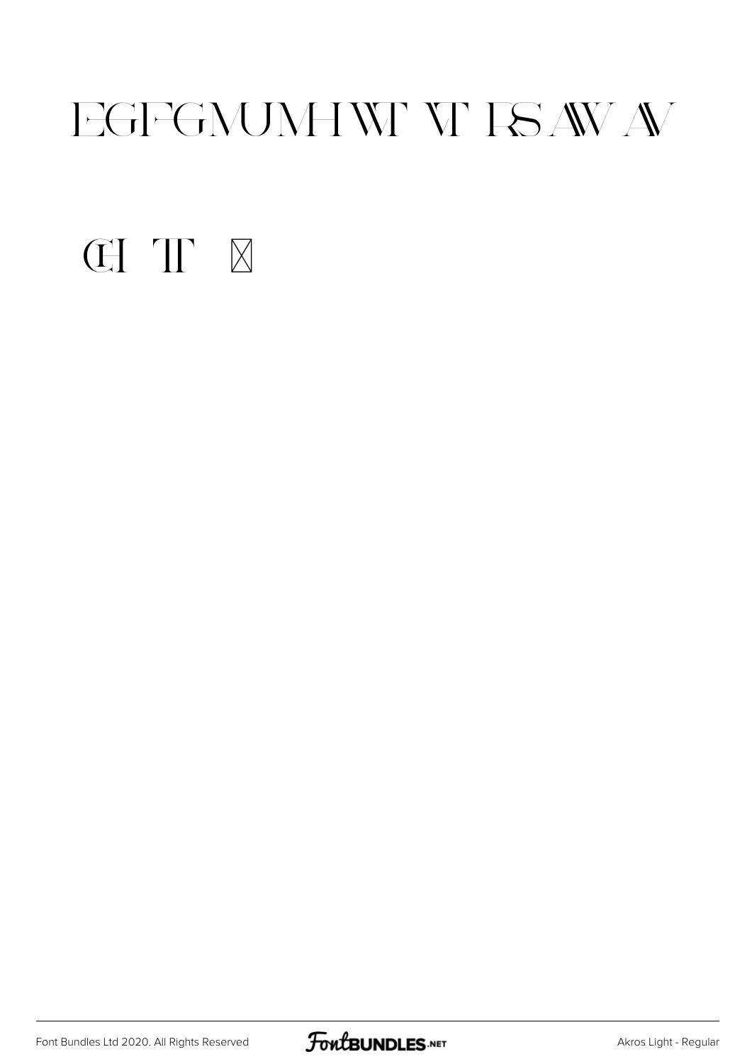EGFGMUMHWT VT RS AW AV

CH TT ⊠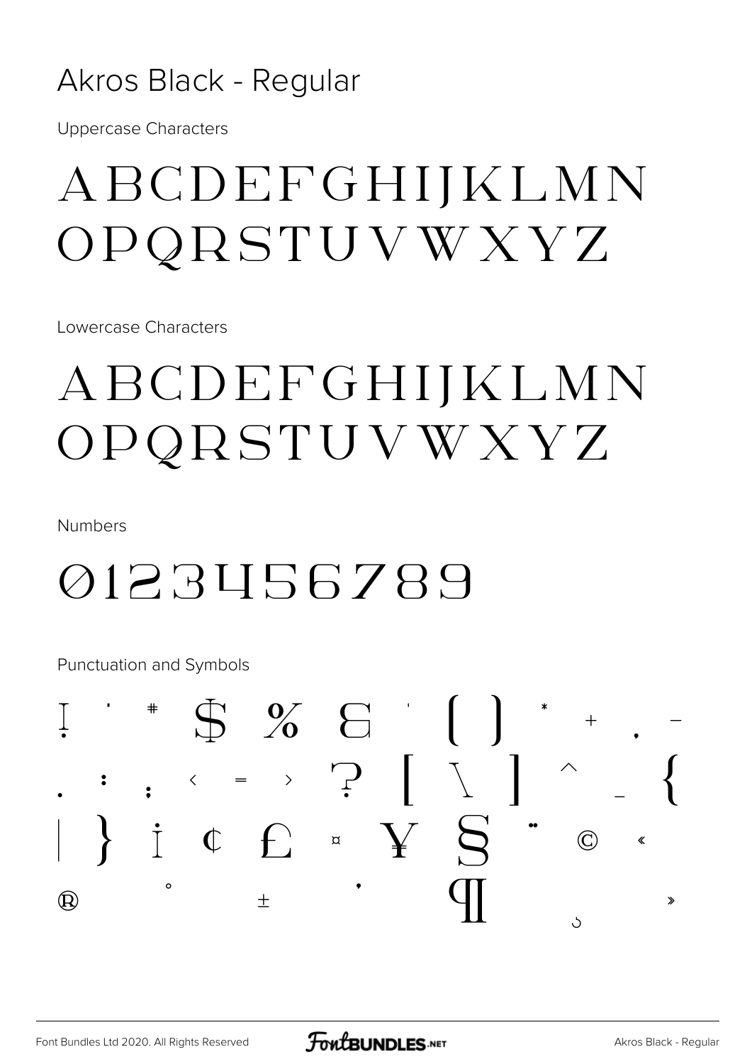# Akros Black - Regular

Uppercase Characters

ABCDEFGHIJKLMN
OPQRSTUVWXYZ

Lowercase Characters

ABCDEFGHIJKLMN
OPQRSTUVWXYZ

Numbers

0123456789

Punctuation and Symbols

! " # $ % & ' ( ) * + , -
. : ; < = > ? [ \ ] ^ _ {
| } ¡ ¢ £ ¤ ¥ § ¨ © «
® ° ± ´ ¶ ¸ »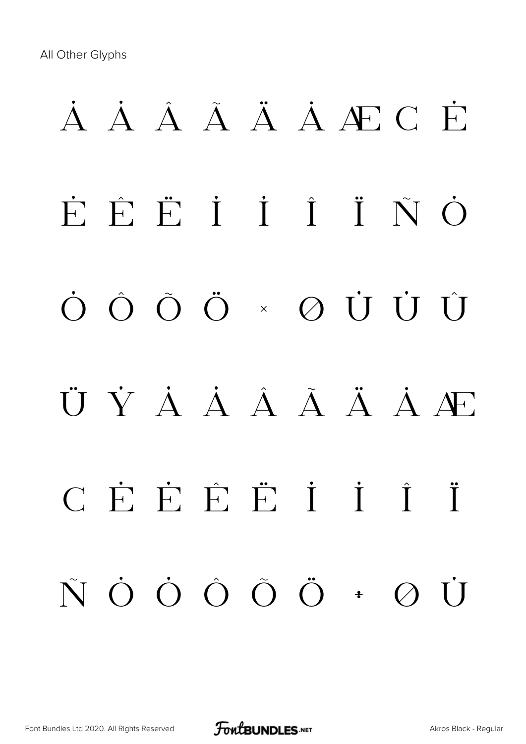All Other Glyphs

À Á Â Ã Ä Å Æ Ç È

É Ê Ë Ì Í Î Ï Ñ Ò

Ó Ô Õ Ö × Ø Ù Ú Û

Ü Ý à á â ã ä å æ

ç è é ê ë ì í î ï

ñ ò ó ô õ ö ÷ ø ù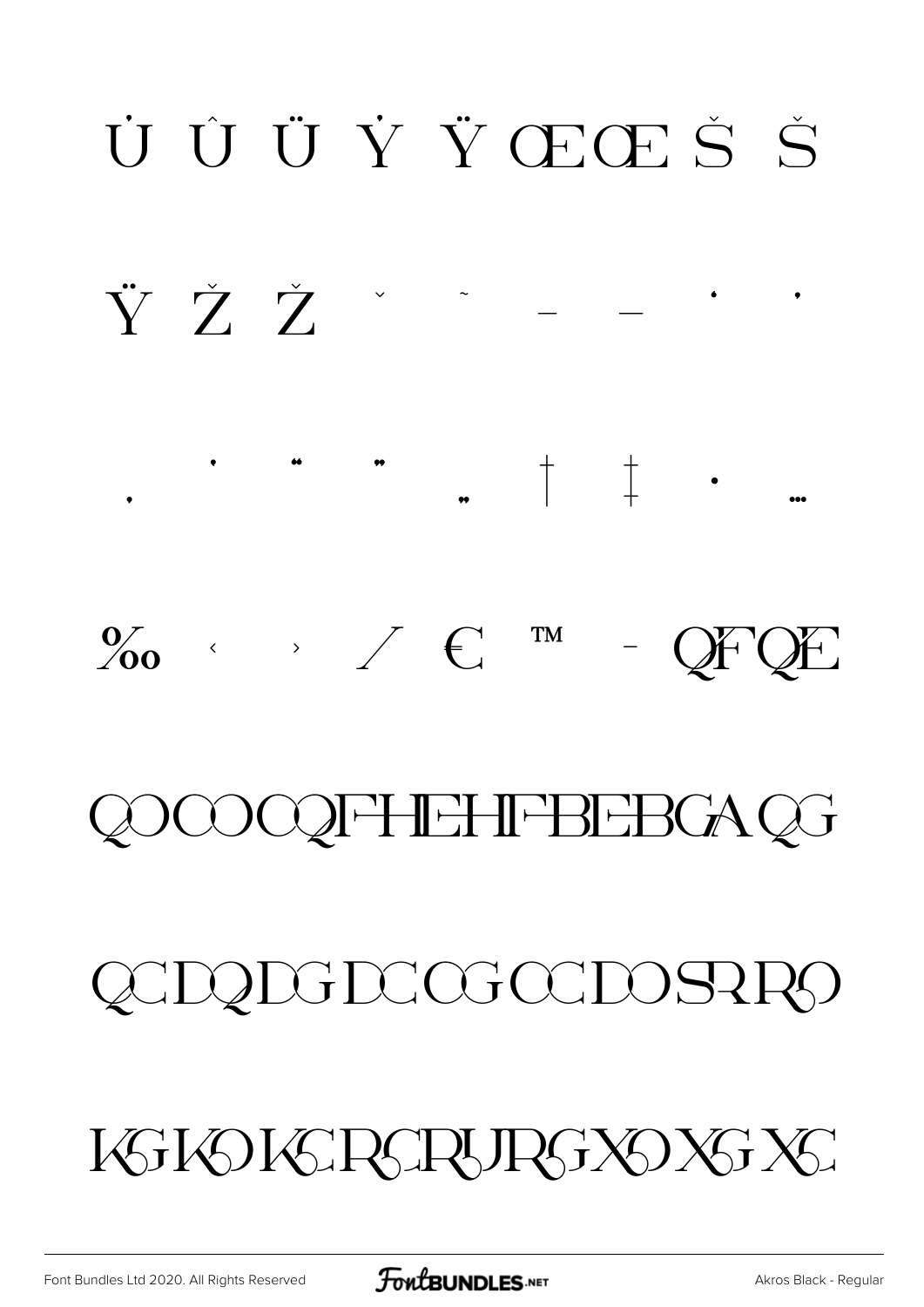Ụ Û Ü Ẏ Ÿ Œ Œ Š Š

Ÿ Ž Ž ˇ ˜ – — ' '

‚ ' " " „ † ‡ • …

‰ ‹ › ⁄ € ™ − QF QE

QO CO CQ IF HE HI FB EB CA QG

QC DQ DG DC OG OC DO SR RO

KG KO KC RC RU RG XO XG XC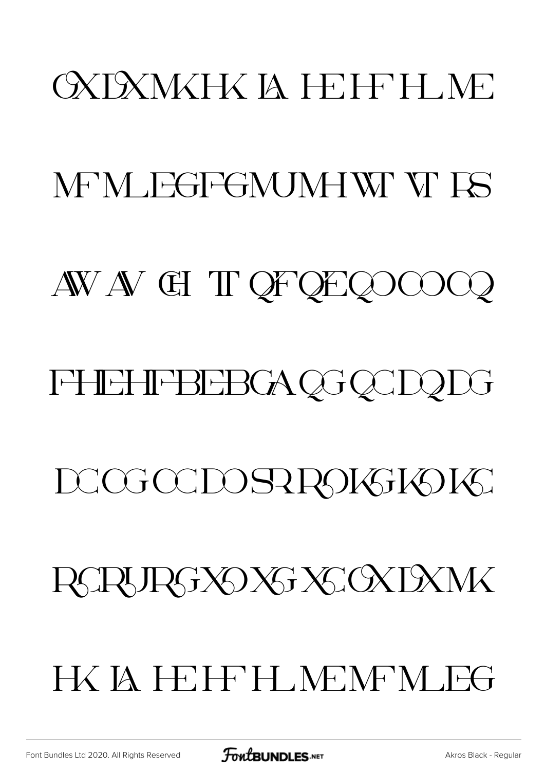CXDXMKHK IA HEHF HLME

MF MLEGFGMUMHWT VT RS

AW AV CH TT QFQEQOCOCQ

FHEHFBEBGA QG QC DQ DG

DCOG OC DO SR ROKGKOKC

RCRURGXO XG XC CXDXMK

HK IA HEHF HL MEMF MLEG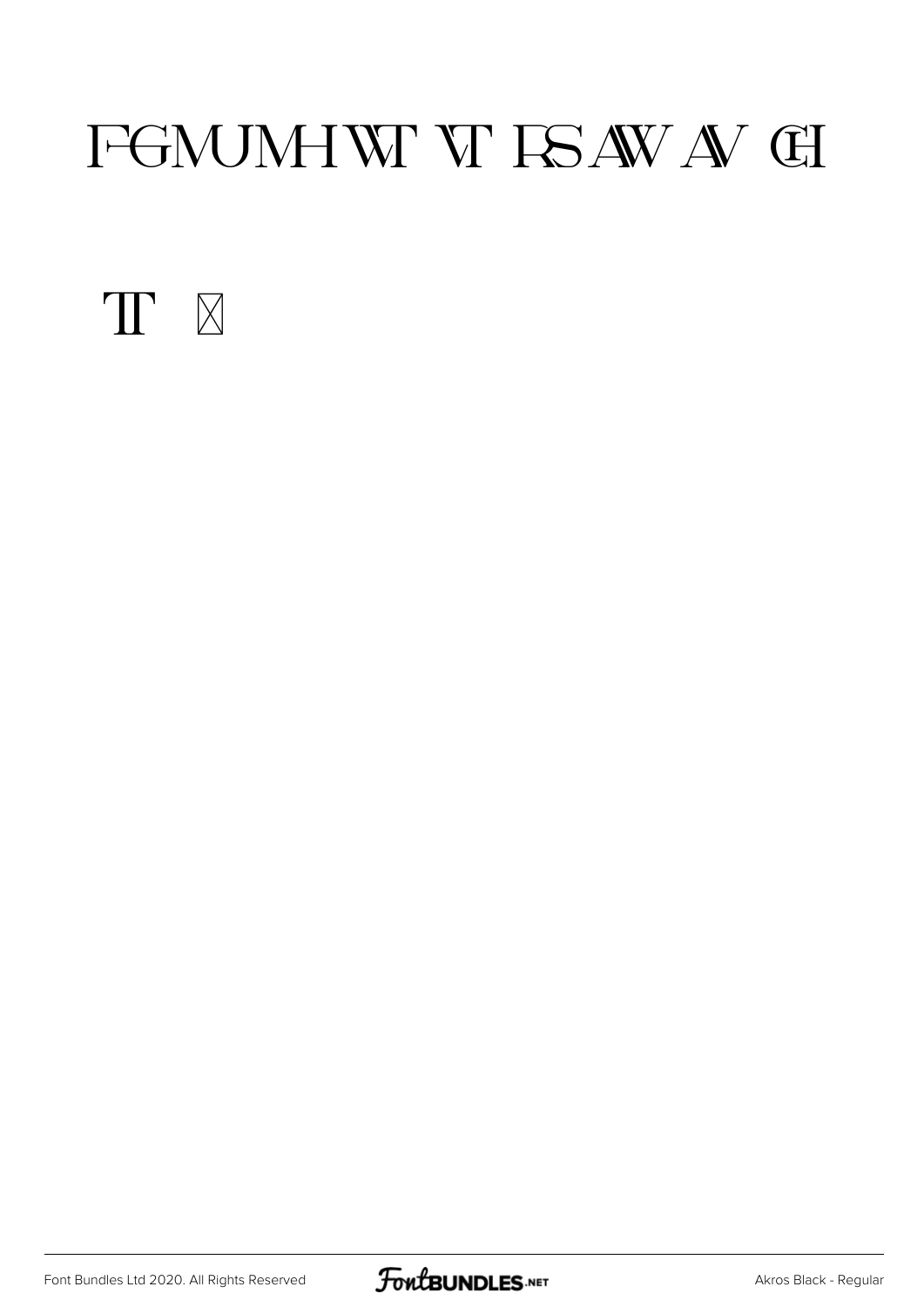FGMUMHWT VT RSAW AV GH

TT ⊠